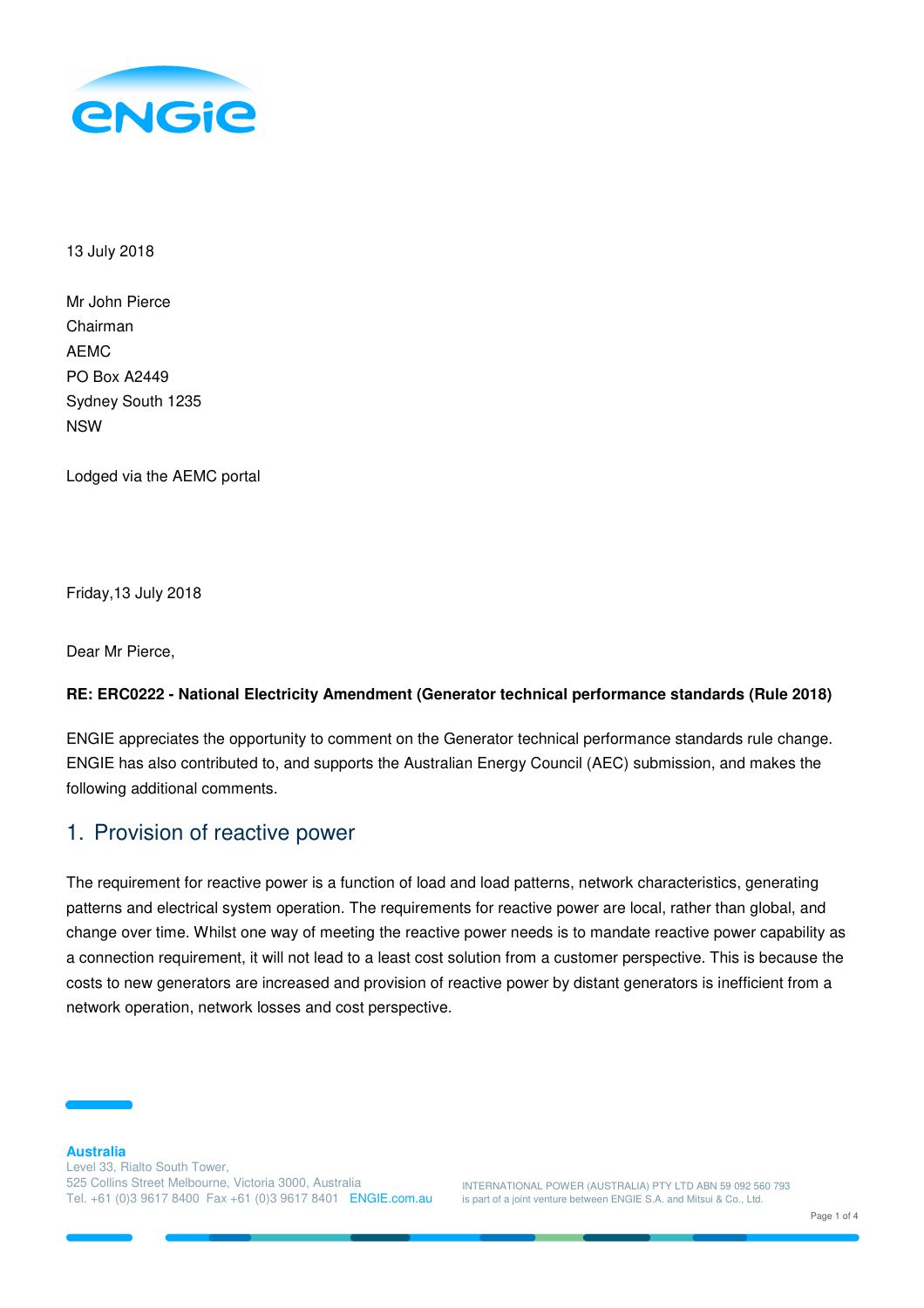13 July 2018

Mr John Pierce
Chairman
AEMC
PO Box A2449
Sydney South 1235
NSW

Lodged via the AEMC portal

Friday,13 July 2018

Dear Mr Pierce,

**RE: ERC0222 - National Electricity Amendment (Generator technical performance standards (Rule 2018)**

ENGIE appreciates the opportunity to comment on the Generator technical performance standards rule change. ENGIE has also contributed to, and supports the Australian Energy Council (AEC) submission, and makes the following additional comments.

## 1. Provision of reactive power

The requirement for reactive power is a function of load and load patterns, network characteristics, generating patterns and electrical system operation. The requirements for reactive power are local, rather than global, and change over time. Whilst one way of meeting the reactive power needs is to mandate reactive power capability as a connection requirement, it will not lead to a least cost solution from a customer perspective. This is because the costs to new generators are increased and provision of reactive power by distant generators is inefficient from a network operation, network losses and cost perspective.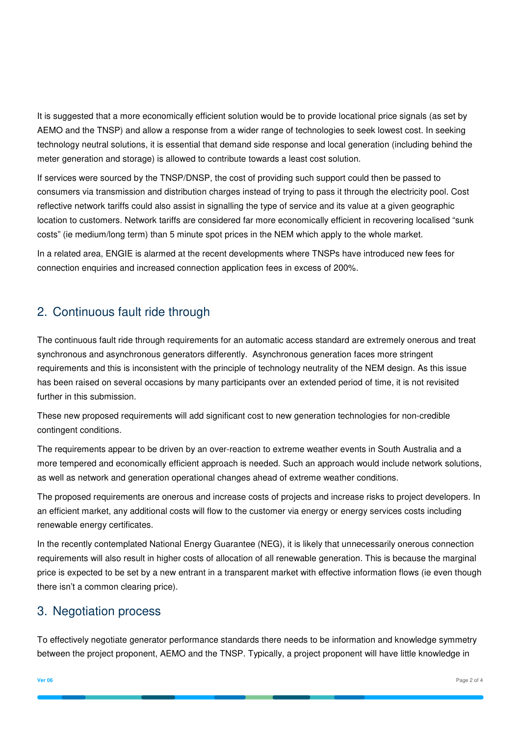It is suggested that a more economically efficient solution would be to provide locational price signals (as set by AEMO and the TNSP) and allow a response from a wider range of technologies to seek lowest cost. In seeking technology neutral solutions, it is essential that demand side response and local generation (including behind the meter generation and storage) is allowed to contribute towards a least cost solution.

If services were sourced by the TNSP/DNSP, the cost of providing such support could then be passed to consumers via transmission and distribution charges instead of trying to pass it through the electricity pool. Cost reflective network tariffs could also assist in signalling the type of service and its value at a given geographic location to customers. Network tariffs are considered far more economically efficient in recovering localised "sunk costs" (ie medium/long term) than 5 minute spot prices in the NEM which apply to the whole market.

In a related area, ENGIE is alarmed at the recent developments where TNSPs have introduced new fees for connection enquiries and increased connection application fees in excess of 200%.

## 2. Continuous fault ride through

The continuous fault ride through requirements for an automatic access standard are extremely onerous and treat synchronous and asynchronous generators differently. Asynchronous generation faces more stringent requirements and this is inconsistent with the principle of technology neutrality of the NEM design. As this issue has been raised on several occasions by many participants over an extended period of time, it is not revisited further in this submission.

These new proposed requirements will add significant cost to new generation technologies for non-credible contingent conditions.

The requirements appear to be driven by an over-reaction to extreme weather events in South Australia and a more tempered and economically efficient approach is needed. Such an approach would include network solutions, as well as network and generation operational changes ahead of extreme weather conditions.

The proposed requirements are onerous and increase costs of projects and increase risks to project developers. In an efficient market, any additional costs will flow to the customer via energy or energy services costs including renewable energy certificates.

In the recently contemplated National Energy Guarantee (NEG), it is likely that unnecessarily onerous connection requirements will also result in higher costs of allocation of all renewable generation. This is because the marginal price is expected to be set by a new entrant in a transparent market with effective information flows (ie even though there isn't a common clearing price).

## 3. Negotiation process

To effectively negotiate generator performance standards there needs to be information and knowledge symmetry between the project proponent, AEMO and the TNSP. Typically, a project proponent will have little knowledge in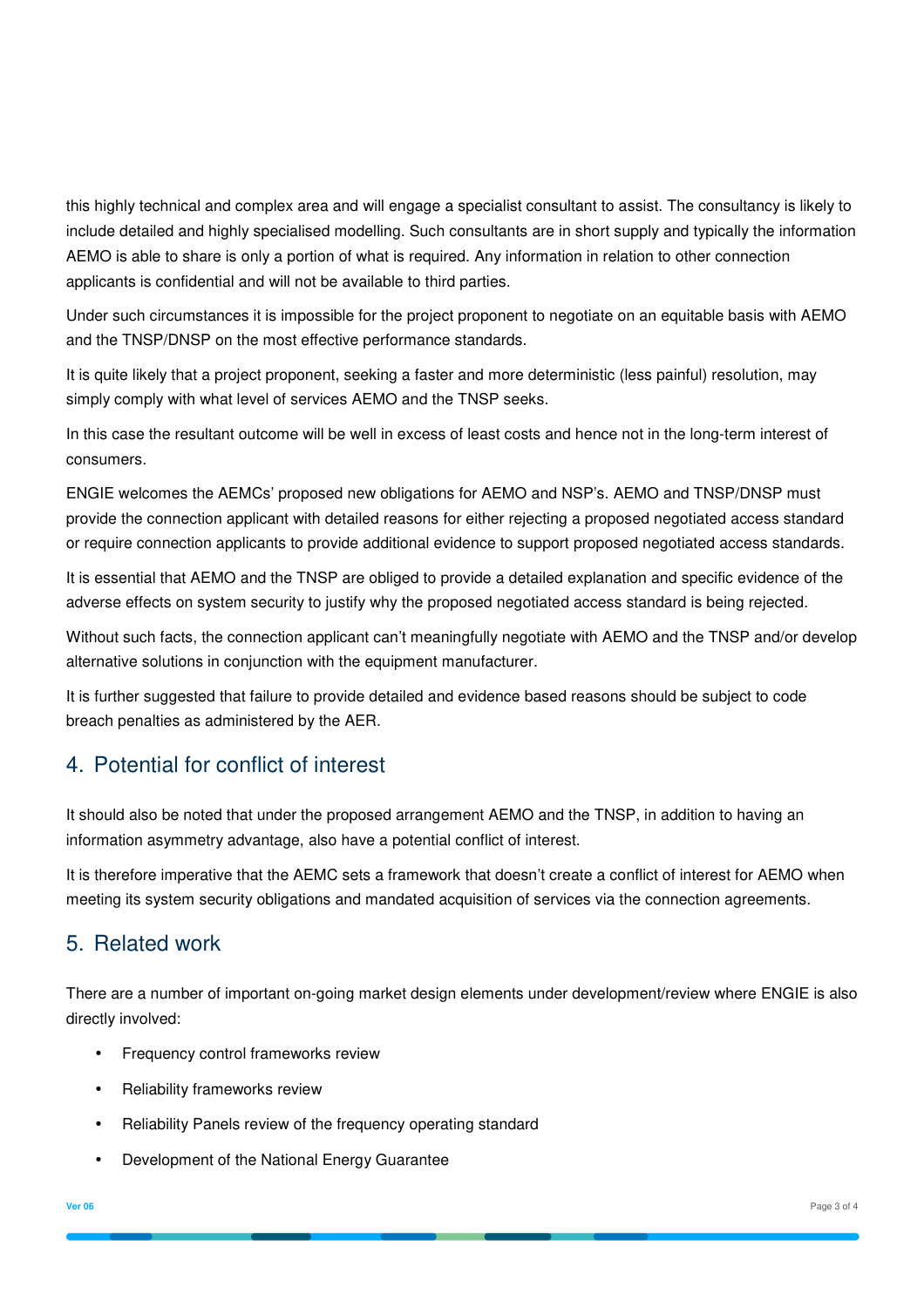this highly technical and complex area and will engage a specialist consultant to assist. The consultancy is likely to include detailed and highly specialised modelling. Such consultants are in short supply and typically the information AEMO is able to share is only a portion of what is required. Any information in relation to other connection applicants is confidential and will not be available to third parties.

Under such circumstances it is impossible for the project proponent to negotiate on an equitable basis with AEMO and the TNSP/DNSP on the most effective performance standards.

It is quite likely that a project proponent, seeking a faster and more deterministic (less painful) resolution, may simply comply with what level of services AEMO and the TNSP seeks.

In this case the resultant outcome will be well in excess of least costs and hence not in the long-term interest of consumers.

ENGIE welcomes the AEMCs' proposed new obligations for AEMO and NSP's. AEMO and TNSP/DNSP must provide the connection applicant with detailed reasons for either rejecting a proposed negotiated access standard or require connection applicants to provide additional evidence to support proposed negotiated access standards.

It is essential that AEMO and the TNSP are obliged to provide a detailed explanation and specific evidence of the adverse effects on system security to justify why the proposed negotiated access standard is being rejected.

Without such facts, the connection applicant can't meaningfully negotiate with AEMO and the TNSP and/or develop alternative solutions in conjunction with the equipment manufacturer.

It is further suggested that failure to provide detailed and evidence based reasons should be subject to code breach penalties as administered by the AER.

## 4. Potential for conflict of interest

It should also be noted that under the proposed arrangement AEMO and the TNSP, in addition to having an information asymmetry advantage, also have a potential conflict of interest.

It is therefore imperative that the AEMC sets a framework that doesn't create a conflict of interest for AEMO when meeting its system security obligations and mandated acquisition of services via the connection agreements.

## 5. Related work

There are a number of important on-going market design elements under development/review where ENGIE is also directly involved:

- Frequency control frameworks review
- Reliability frameworks review
- Reliability Panels review of the frequency operating standard
- Development of the National Energy Guarantee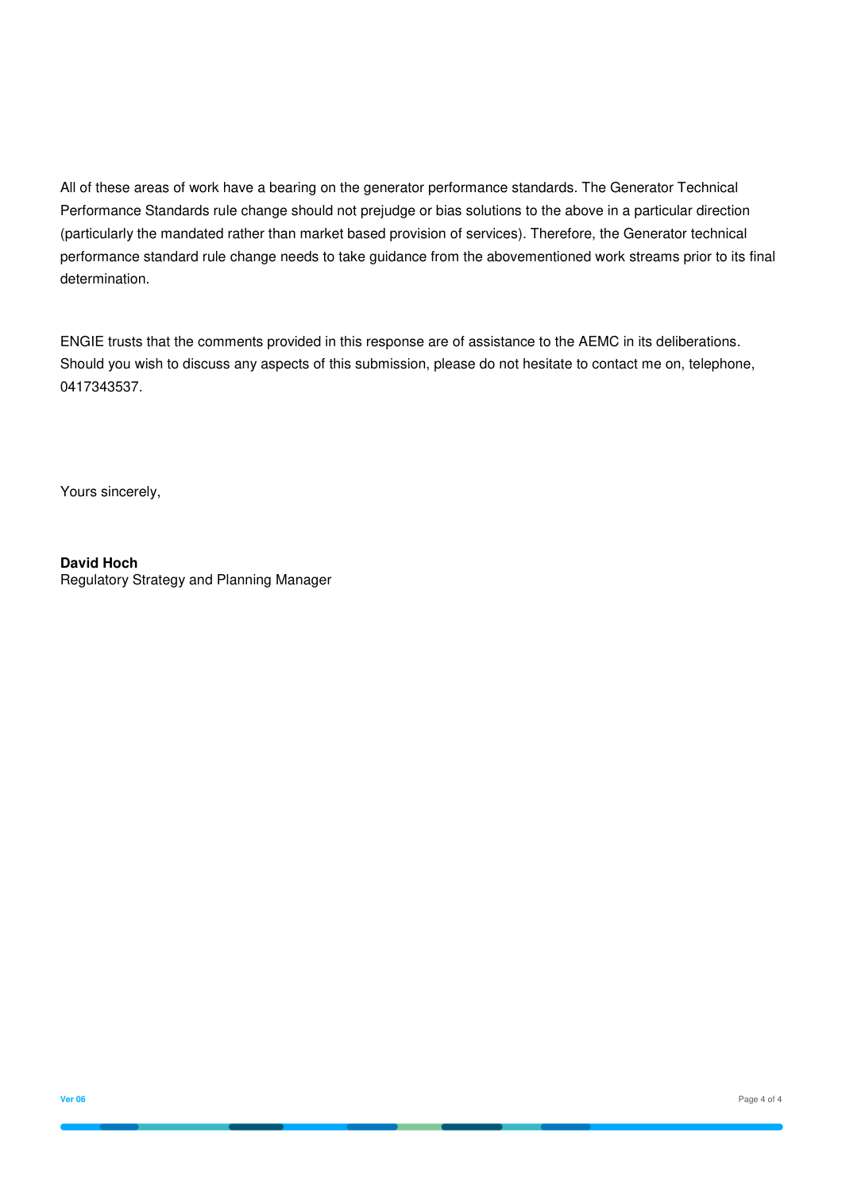All of these areas of work have a bearing on the generator performance standards. The Generator Technical Performance Standards rule change should not prejudge or bias solutions to the above in a particular direction (particularly the mandated rather than market based provision of services). Therefore, the Generator technical performance standard rule change needs to take guidance from the abovementioned work streams prior to its final determination.

ENGIE trusts that the comments provided in this response are of assistance to the AEMC in its deliberations. Should you wish to discuss any aspects of this submission, please do not hesitate to contact me on, telephone, 0417343537.

Yours sincerely,

**David Hoch**
Regulatory Strategy and Planning Manager